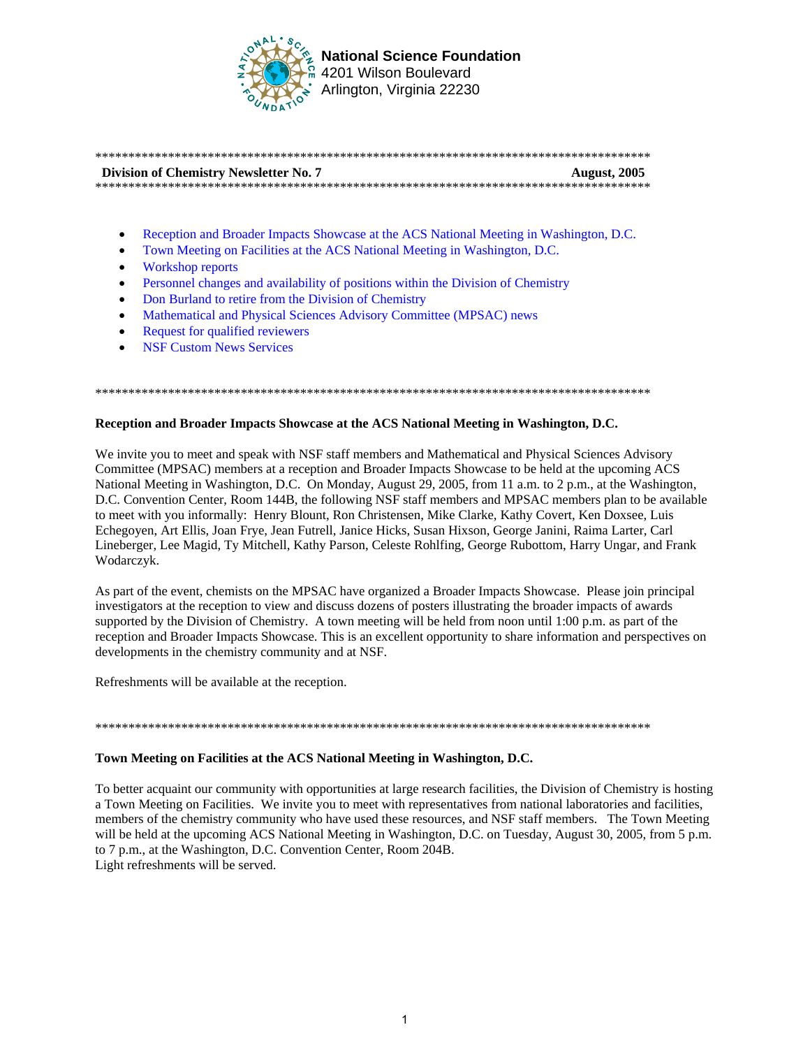**National Science Foundation**
4201 Wilson Boulevard
Arlington, Virginia 22230

---

**Division of Chemistry Newsletter No. 7** **August, 2005**

---

- Reception and Broader Impacts Showcase at the ACS National Meeting in Washington, D.C.
- Town Meeting on Facilities at the ACS National Meeting in Washington, D.C.
- Workshop reports
- Personnel changes and availability of positions within the Division of Chemistry
- Don Burland to retire from the Division of Chemistry
- Mathematical and Physical Sciences Advisory Committee (MPSAC) news
- Request for qualified reviewers
- NSF Custom News Services

---

## Reception and Broader Impacts Showcase at the ACS National Meeting in Washington, D.C.

We invite you to meet and speak with NSF staff members and Mathematical and Physical Sciences Advisory Committee (MPSAC) members at a reception and Broader Impacts Showcase to be held at the upcoming ACS National Meeting in Washington, D.C. On Monday, August 29, 2005, from 11 a.m. to 2 p.m., at the Washington, D.C. Convention Center, Room 144B, the following NSF staff members and MPSAC members plan to be available to meet with you informally: Henry Blount, Ron Christensen, Mike Clarke, Kathy Covert, Ken Doxsee, Luis Echegoyen, Art Ellis, Joan Frye, Jean Futrell, Janice Hicks, Susan Hixson, George Janini, Raima Larter, Carl Lineberger, Lee Magid, Ty Mitchell, Kathy Parson, Celeste Rohlfing, George Rubottom, Harry Ungar, and Frank Wodarczyk.

As part of the event, chemists on the MPSAC have organized a Broader Impacts Showcase. Please join principal investigators at the reception to view and discuss dozens of posters illustrating the broader impacts of awards supported by the Division of Chemistry. A town meeting will be held from noon until 1:00 p.m. as part of the reception and Broader Impacts Showcase. This is an excellent opportunity to share information and perspectives on developments in the chemistry community and at NSF.

Refreshments will be available at the reception.

---

## Town Meeting on Facilities at the ACS National Meeting in Washington, D.C.

To better acquaint our community with opportunities at large research facilities, the Division of Chemistry is hosting a Town Meeting on Facilities. We invite you to meet with representatives from national laboratories and facilities, members of the chemistry community who have used these resources, and NSF staff members. The Town Meeting will be held at the upcoming ACS National Meeting in Washington, D.C. on Tuesday, August 30, 2005, from 5 p.m. to 7 p.m., at the Washington, D.C. Convention Center, Room 204B.
Light refreshments will be served.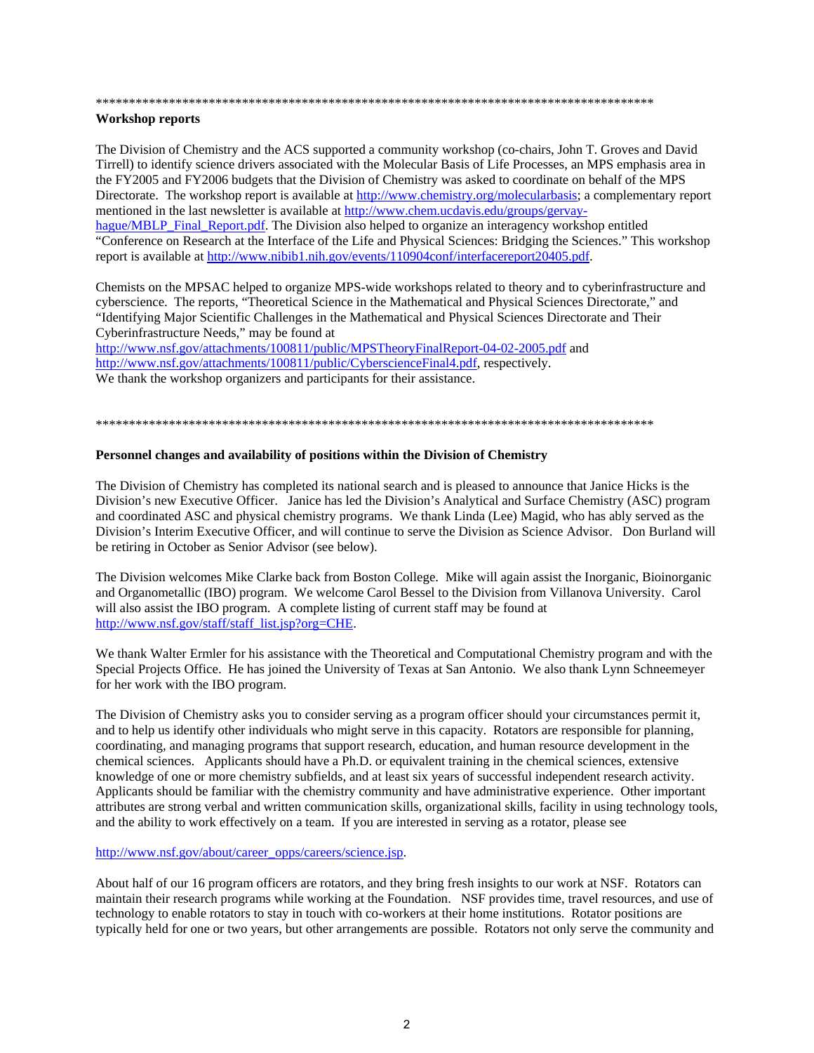**************************************************************************************

**Workshop reports**

The Division of Chemistry and the ACS supported a community workshop (co-chairs, John T. Groves and David Tirrell) to identify science drivers associated with the Molecular Basis of Life Processes, an MPS emphasis area in the FY2005 and FY2006 budgets that the Division of Chemistry was asked to coordinate on behalf of the MPS Directorate. The workshop report is available at http://www.chemistry.org/molecularbasis; a complementary report mentioned in the last newsletter is available at http://www.chem.ucdavis.edu/groups/gervay-hague/MBLP_Final_Report.pdf. The Division also helped to organize an interagency workshop entitled "Conference on Research at the Interface of the Life and Physical Sciences: Bridging the Sciences." This workshop report is available at http://www.nibib1.nih.gov/events/110904conf/interfacereport20405.pdf.

Chemists on the MPSAC helped to organize MPS-wide workshops related to theory and to cyberinfrastructure and cyberscience. The reports, "Theoretical Science in the Mathematical and Physical Sciences Directorate," and "Identifying Major Scientific Challenges in the Mathematical and Physical Sciences Directorate and Their Cyberinfrastructure Needs," may be found at http://www.nsf.gov/attachments/100811/public/MPSTheoryFinalReport-04-02-2005.pdf and http://www.nsf.gov/attachments/100811/public/CyberscienceFinal4.pdf, respectively. We thank the workshop organizers and participants for their assistance.

**************************************************************************************

**Personnel changes and availability of positions within the Division of Chemistry**

The Division of Chemistry has completed its national search and is pleased to announce that Janice Hicks is the Division's new Executive Officer. Janice has led the Division's Analytical and Surface Chemistry (ASC) program and coordinated ASC and physical chemistry programs. We thank Linda (Lee) Magid, who has ably served as the Division's Interim Executive Officer, and will continue to serve the Division as Science Advisor. Don Burland will be retiring in October as Senior Advisor (see below).

The Division welcomes Mike Clarke back from Boston College. Mike will again assist the Inorganic, Bioinorganic and Organometallic (IBO) program. We welcome Carol Bessel to the Division from Villanova University. Carol will also assist the IBO program. A complete listing of current staff may be found at http://www.nsf.gov/staff/staff_list.jsp?org=CHE.

We thank Walter Ermler for his assistance with the Theoretical and Computational Chemistry program and with the Special Projects Office. He has joined the University of Texas at San Antonio. We also thank Lynn Schneemeyer for her work with the IBO program.

The Division of Chemistry asks you to consider serving as a program officer should your circumstances permit it, and to help us identify other individuals who might serve in this capacity. Rotators are responsible for planning, coordinating, and managing programs that support research, education, and human resource development in the chemical sciences. Applicants should have a Ph.D. or equivalent training in the chemical sciences, extensive knowledge of one or more chemistry subfields, and at least six years of successful independent research activity. Applicants should be familiar with the chemistry community and have administrative experience. Other important attributes are strong verbal and written communication skills, organizational skills, facility in using technology tools, and the ability to work effectively on a team. If you are interested in serving as a rotator, please see

http://www.nsf.gov/about/career_opps/careers/science.jsp.

About half of our 16 program officers are rotators, and they bring fresh insights to our work at NSF. Rotators can maintain their research programs while working at the Foundation. NSF provides time, travel resources, and use of technology to enable rotators to stay in touch with co-workers at their home institutions. Rotator positions are typically held for one or two years, but other arrangements are possible. Rotators not only serve the community and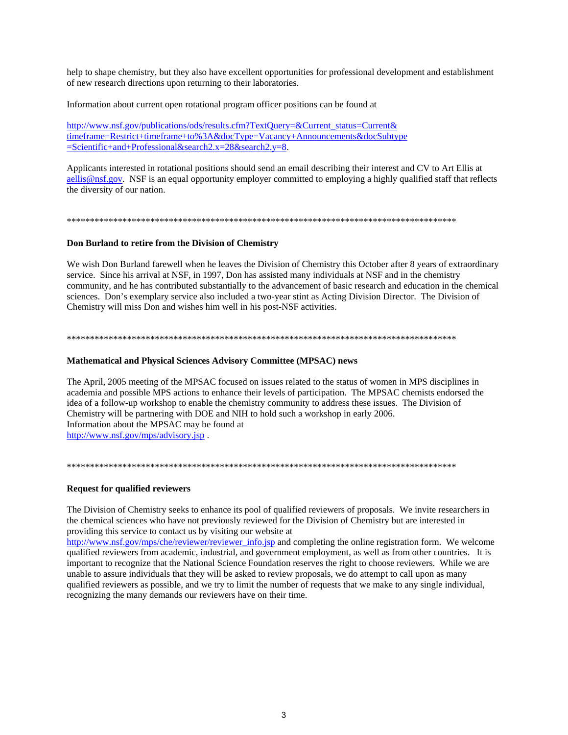help to shape chemistry, but they also have excellent opportunities for professional development and establishment of new research directions upon returning to their laboratories.

Information about current open rotational program officer positions can be found at

http://www.nsf.gov/publications/ods/results.cfm?TextQuery=&Current_status=Current&timeframe=Restrict+timeframe+to%3A&docType=Vacancy+Announcements&docSubtype=Scientific+and+Professional&search2.x=28&search2.y=8.

Applicants interested in rotational positions should send an email describing their interest and CV to Art Ellis at aellis@nsf.gov. NSF is an equal opportunity employer committed to employing a highly qualified staff that reflects the diversity of our nation.

\*\*\*\*\*\*\*\*\*\*\*\*\*\*\*\*\*\*\*\*\*\*\*\*\*\*\*\*\*\*\*\*\*\*\*\*\*\*\*\*\*\*\*\*\*\*\*\*\*\*\*\*\*\*\*\*\*\*\*\*\*\*\*\*\*\*\*\*\*\*\*\*\*\*\*\*\*\*\*\*\*\*\*\*\*\*\*

**Don Burland to retire from the Division of Chemistry**

We wish Don Burland farewell when he leaves the Division of Chemistry this October after 8 years of extraordinary service. Since his arrival at NSF, in 1997, Don has assisted many individuals at NSF and in the chemistry community, and he has contributed substantially to the advancement of basic research and education in the chemical sciences. Don's exemplary service also included a two-year stint as Acting Division Director. The Division of Chemistry will miss Don and wishes him well in his post-NSF activities.

\*\*\*\*\*\*\*\*\*\*\*\*\*\*\*\*\*\*\*\*\*\*\*\*\*\*\*\*\*\*\*\*\*\*\*\*\*\*\*\*\*\*\*\*\*\*\*\*\*\*\*\*\*\*\*\*\*\*\*\*\*\*\*\*\*\*\*\*\*\*\*\*\*\*\*\*\*\*\*\*\*\*\*\*\*\*\*

**Mathematical and Physical Sciences Advisory Committee (MPSAC) news**

The April, 2005 meeting of the MPSAC focused on issues related to the status of women in MPS disciplines in academia and possible MPS actions to enhance their levels of participation. The MPSAC chemists endorsed the idea of a follow-up workshop to enable the chemistry community to address these issues. The Division of Chemistry will be partnering with DOE and NIH to hold such a workshop in early 2006.
Information about the MPSAC may be found at
http://www.nsf.gov/mps/advisory.jsp .

\*\*\*\*\*\*\*\*\*\*\*\*\*\*\*\*\*\*\*\*\*\*\*\*\*\*\*\*\*\*\*\*\*\*\*\*\*\*\*\*\*\*\*\*\*\*\*\*\*\*\*\*\*\*\*\*\*\*\*\*\*\*\*\*\*\*\*\*\*\*\*\*\*\*\*\*\*\*\*\*\*\*\*\*\*\*\*

**Request for qualified reviewers**

The Division of Chemistry seeks to enhance its pool of qualified reviewers of proposals. We invite researchers in the chemical sciences who have not previously reviewed for the Division of Chemistry but are interested in providing this service to contact us by visiting our website at
http://www.nsf.gov/mps/che/reviewer/reviewer_info.jsp and completing the online registration form. We welcome qualified reviewers from academic, industrial, and government employment, as well as from other countries. It is important to recognize that the National Science Foundation reserves the right to choose reviewers. While we are unable to assure individuals that they will be asked to review proposals, we do attempt to call upon as many qualified reviewers as possible, and we try to limit the number of requests that we make to any single individual, recognizing the many demands our reviewers have on their time.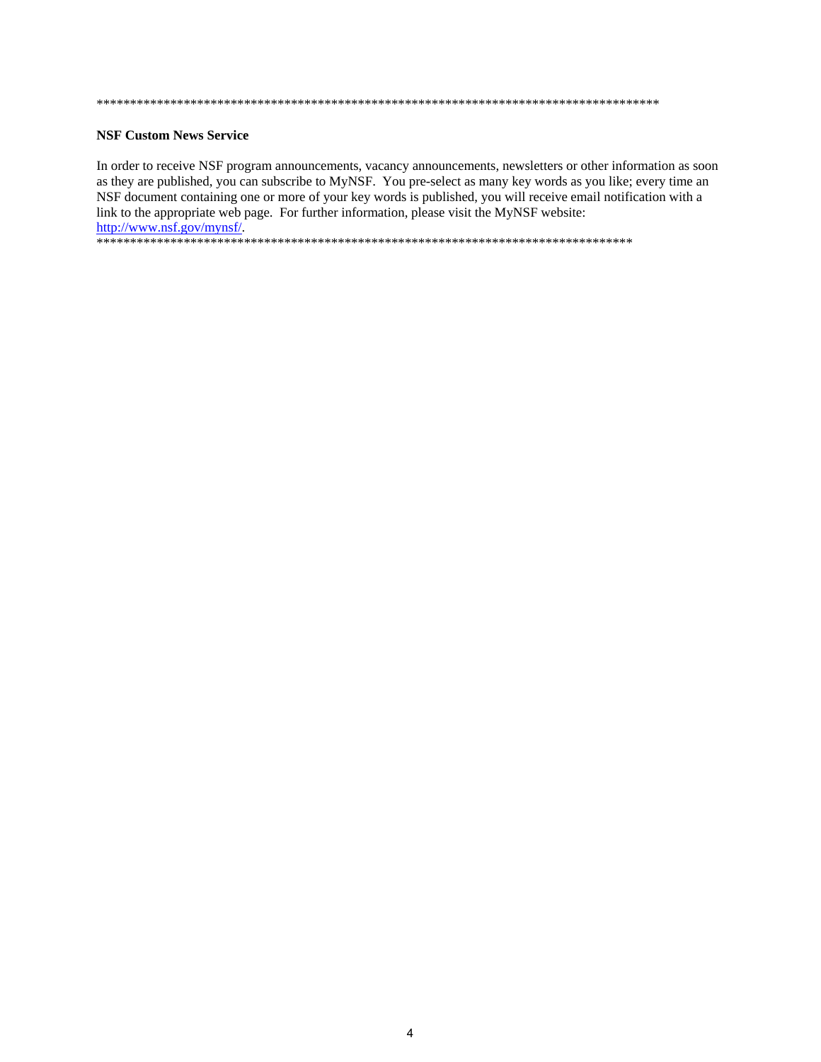**************************************************************************************

**NSF Custom News Service**

In order to receive NSF program announcements, vacancy announcements, newsletters or other information as soon as they are published, you can subscribe to MyNSF. You pre-select as many key words as you like; every time an NSF document containing one or more of your key words is published, you will receive email notification with a link to the appropriate web page. For further information, please visit the MyNSF website: http://www.nsf.gov/mynsf/.

**********************************************************************************